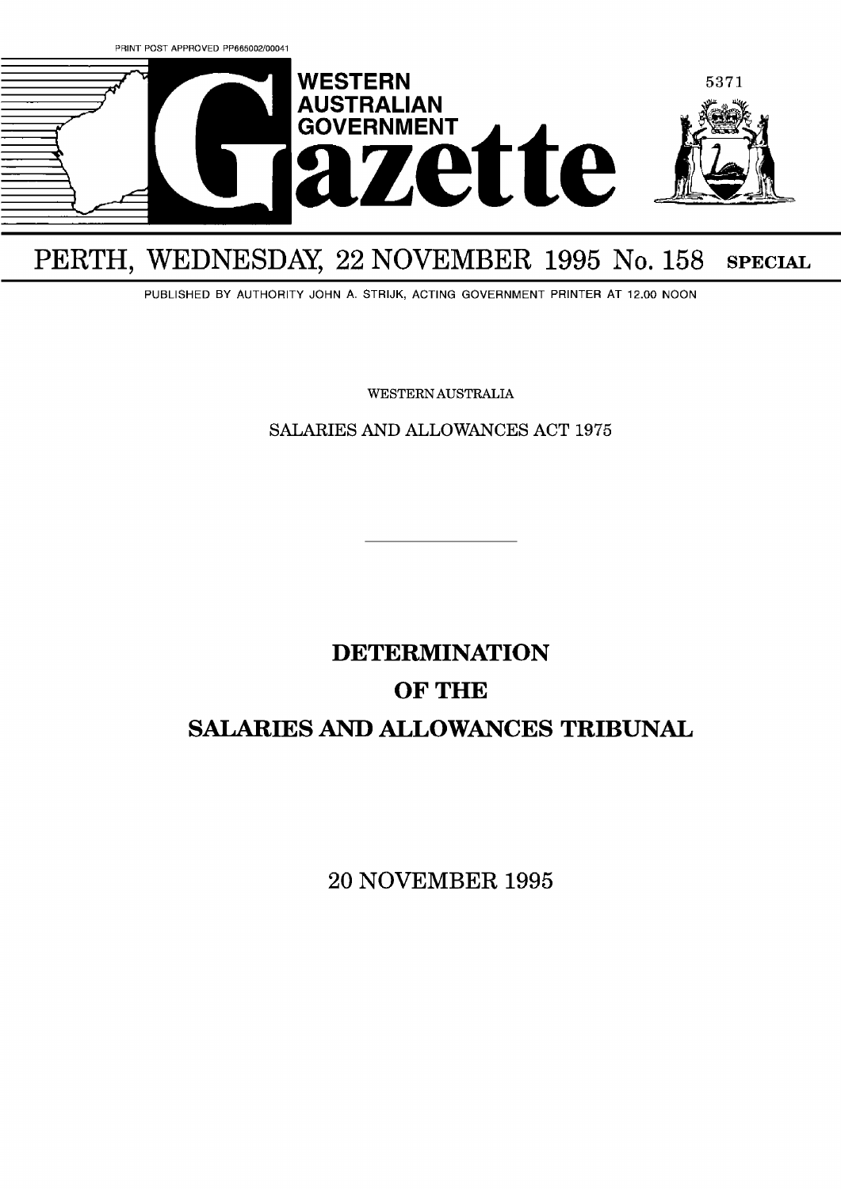PRINT POST APPROVED PP665002/00041

# WESTERN AUSTRALIAN GOVERNMENT Gazette

5371

PERTH, WEDNESDAY, 22 NOVEMBER 1995 No. 158 **SPECIAL**

PUBLISHED BY AUTHORITY JOHN A. STRIJK, ACTING GOVERNMENT PRINTER AT 12.00 NOON

WESTERN AUSTRALIA

SALARIES AND ALLOWANCES ACT 1975

---

## DETERMINATION

## OF THE

## SALARIES AND ALLOWANCES TRIBUNAL

20 NOVEMBER 1995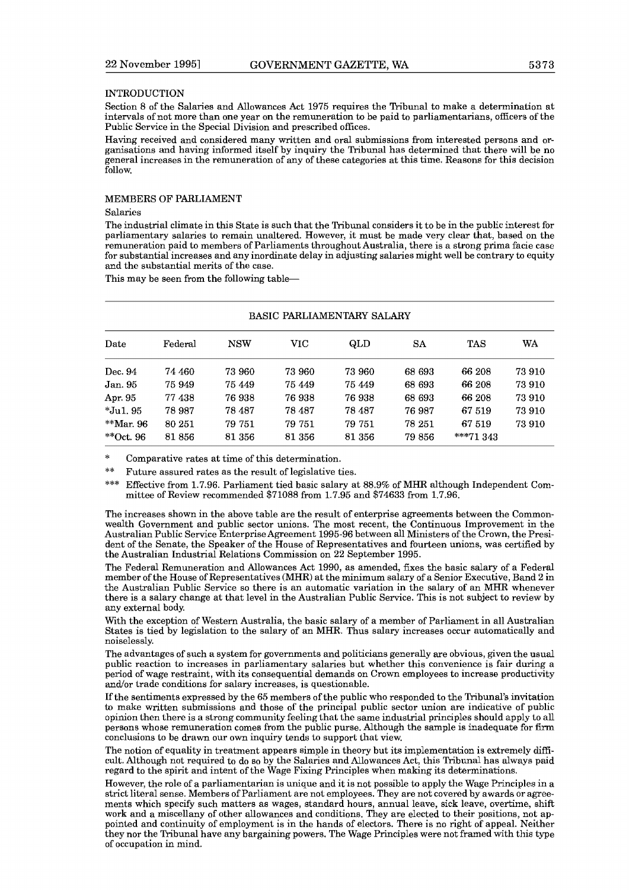## INTRODUCTION

Section 8 of the Salaries and Allowances Act 1975 requires the Tribunal to make a determination at intervals of not more than one year on the remuneration to be paid to parliamentarians, officers of the Public Service in the Special Division and prescribed offices.

Having received and considered many written and oral submissions from interested persons and organisations and having informed itself by inquiry the Tribunal has determined that there will be no general increases in the remuneration of any of these categories at this time. Reasons for this decision follow.

## MEMBERS OF PARLIAMENT

### Salaries

The industrial climate in this State is such that the Tribunal considers it to be in the public interest for parliamentary salaries to remain unaltered. However, it must be made very clear that, based on the remuneration paid to members of Parliaments throughout Australia, there is a strong prima facie case for substantial increases and any inordinate delay in adjusting salaries might well be contrary to equity and the substantial merits of the case.

This may be seen from the following table—

BASIC PARLIAMENTARY SALARY

| Date | Federal | NSW | VIC | QLD | SA | TAS | WA |
|---|---|---|---|---|---|---|---|
| Dec. 94 | 74 460 | 73 960 | 73 960 | 73 960 | 68 693 | 66 208 | 73 910 |
| Jan. 95 | 75 949 | 75 449 | 75 449 | 75 449 | 68 693 | 66 208 | 73 910 |
| Apr. 95 | 77 438 | 76 938 | 76 938 | 76 938 | 68 693 | 66 208 | 73 910 |
| *Jul. 95 | 78 987 | 78 487 | 78 487 | 78 487 | 76 987 | 67 519 | 73 910 |
| **Mar. 96 | 80 251 | 79 751 | 79 751 | 79 751 | 78 251 | 67 519 | 73 910 |
| **Oct. 96 | 81 856 | 81 356 | 81 356 | 81 356 | 79 856 | ***71 343 | |

\* Comparative rates at time of this determination.

\*\* Future assured rates as the result of legislative ties.

\*\*\* Effective from 1.7.96. Parliament tied basic salary at 88.9% of MHR although Independent Committee of Review recommended $71088 from 1.7.95 and $74633 from 1.7.96.

The increases shown in the above table are the result of enterprise agreements between the Commonwealth Government and public sector unions. The most recent, the Continuous Improvement in the Australian Public Service Enterprise Agreement 1995-96 between all Ministers of the Crown, the President of the Senate, the Speaker of the House of Representatives and fourteen unions, was certified by the Australian Industrial Relations Commission on 22 September 1995.

The Federal Remuneration and Allowances Act 1990, as amended, fixes the basic salary of a Federal member of the House of Representatives (MHR) at the minimum salary of a Senior Executive, Band 2 in the Australian Public Service so there is an automatic variation in the salary of an MHR whenever there is a salary change at that level in the Australian Public Service. This is not subject to review by any external body.

With the exception of Western Australia, the basic salary of a member of Parliament in all Australian States is tied by legislation to the salary of an MHR. Thus salary increases occur automatically and noiselessly.

The advantages of such a system for governments and politicians generally are obvious, given the usual public reaction to increases in parliamentary salaries but whether this convenience is fair during a period of wage restraint, with its consequential demands on Crown employees to increase productivity and/or trade conditions for salary increases, is questionable.

If the sentiments expressed by the 65 members of the public who responded to the Tribunal's invitation to make written submissions and those of the principal public sector union are indicative of public opinion then there is a strong community feeling that the same industrial principles should apply to all persons whose remuneration comes from the public purse. Although the sample is inadequate for firm conclusions to be drawn our own inquiry tends to support that view.

The notion of equality in treatment appears simple in theory but its implementation is extremely difficult. Although not required to do so by the Salaries and Allowances Act, this Tribunal has always paid regard to the spirit and intent of the Wage Fixing Principles when making its determinations.

However, the role of a parliamentarian is unique and it is not possible to apply the Wage Principles in a strict literal sense. Members of Parliament are not employees. They are not covered by awards or agreements which specify such matters as wages, standard hours, annual leave, sick leave, overtime, shift work and a miscellany of other allowances and conditions. They are elected to their positions, not appointed and continuity of employment is in the hands of electors. There is no right of appeal. Neither they nor the Tribunal have any bargaining powers. The Wage Principles were not framed with this type of occupation in mind.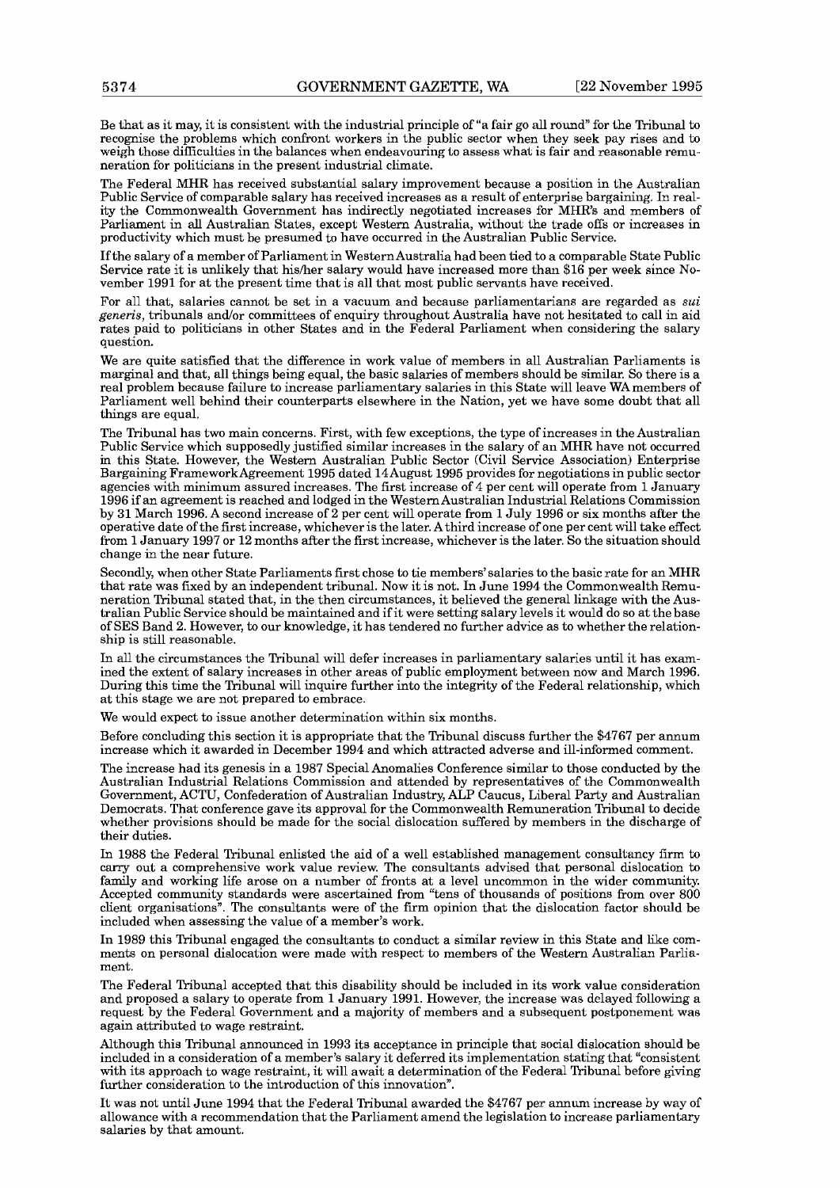Be that as it may, it is consistent with the industrial principle of "a fair go all round" for the Tribunal to recognise the problems which confront workers in the public sector when they seek pay rises and to weigh those difficulties in the balances when endeavouring to assess what is fair and reasonable remuneration for politicians in the present industrial climate.

The Federal MHR has received substantial salary improvement because a position in the Australian Public Service of comparable salary has received increases as a result of enterprise bargaining. In reality the Commonwealth Government has indirectly negotiated increases for MHR's and members of Parliament in all Australian States, except Western Australia, without the trade offs or increases in productivity which must be presumed to have occurred in the Australian Public Service.

If the salary of a member of Parliament in Western Australia had been tied to a comparable State Public Service rate it is unlikely that his/her salary would have increased more than $16 per week since November 1991 for at the present time that is all that most public servants have received.

For all that, salaries cannot be set in a vacuum and because parliamentarians are regarded as *sui generis*, tribunals and/or committees of enquiry throughout Australia have not hesitated to call in aid rates paid to politicians in other States and in the Federal Parliament when considering the salary question.

We are quite satisfied that the difference in work value of members in all Australian Parliaments is marginal and that, all things being equal, the basic salaries of members should be similar. So there is a real problem because failure to increase parliamentary salaries in this State will leave WA members of Parliament well behind their counterparts elsewhere in the Nation, yet we have some doubt that all things are equal.

The Tribunal has two main concerns. First, with few exceptions, the type of increases in the Australian Public Service which supposedly justified similar increases in the salary of an MHR have not occurred in this State. However, the Western Australian Public Sector (Civil Service Association) Enterprise Bargaining Framework Agreement 1995 dated 14 August 1995 provides for negotiations in public sector agencies with minimum assured increases. The first increase of 4 per cent will operate from 1 January 1996 if an agreement is reached and lodged in the Western Australian Industrial Relations Commission by 31 March 1996. A second increase of 2 per cent will operate from 1 July 1996 or six months after the operative date of the first increase, whichever is the later. A third increase of one per cent will take effect from 1 January 1997 or 12 months after the first increase, whichever is the later. So the situation should change in the near future.

Secondly, when other State Parliaments first chose to tie members' salaries to the basic rate for an MHR that rate was fixed by an independent tribunal. Now it is not. In June 1994 the Commonwealth Remuneration Tribunal stated that, in the then circumstances, it believed the general linkage with the Australian Public Service should be maintained and if it were setting salary levels it would do so at the base of SES Band 2. However, to our knowledge, it has tendered no further advice as to whether the relationship is still reasonable.

In all the circumstances the Tribunal will defer increases in parliamentary salaries until it has examined the extent of salary increases in other areas of public employment between now and March 1996. During this time the Tribunal will inquire further into the integrity of the Federal relationship, which at this stage we are not prepared to embrace.

We would expect to issue another determination within six months.

Before concluding this section it is appropriate that the Tribunal discuss further the $4767 per annum increase which it awarded in December 1994 and which attracted adverse and ill-informed comment.

The increase had its genesis in a 1987 Special Anomalies Conference similar to those conducted by the Australian Industrial Relations Commission and attended by representatives of the Commonwealth Government, ACTU, Confederation of Australian Industry, ALP Caucus, Liberal Party and Australian Democrats. That conference gave its approval for the Commonwealth Remuneration Tribunal to decide whether provisions should be made for the social dislocation suffered by members in the discharge of their duties.

In 1988 the Federal Tribunal enlisted the aid of a well established management consultancy firm to carry out a comprehensive work value review. The consultants advised that personal dislocation to family and working life arose on a number of fronts at a level uncommon in the wider community. Accepted community standards were ascertained from "tens of thousands of positions from over 800 client organisations". The consultants were of the firm opinion that the dislocation factor should be included when assessing the value of a member's work.

In 1989 this Tribunal engaged the consultants to conduct a similar review in this State and like comments on personal dislocation were made with respect to members of the Western Australian Parliament.

The Federal Tribunal accepted that this disability should be included in its work value consideration and proposed a salary to operate from 1 January 1991. However, the increase was delayed following a request by the Federal Government and a majority of members and a subsequent postponement was again attributed to wage restraint.

Although this Tribunal announced in 1993 its acceptance in principle that social dislocation should be included in a consideration of a member's salary it deferred its implementation stating that "consistent with its approach to wage restraint, it will await a determination of the Federal Tribunal before giving further consideration to the introduction of this innovation".

It was not until June 1994 that the Federal Tribunal awarded the $4767 per annum increase by way of allowance with a recommendation that the Parliament amend the legislation to increase parliamentary salaries by that amount.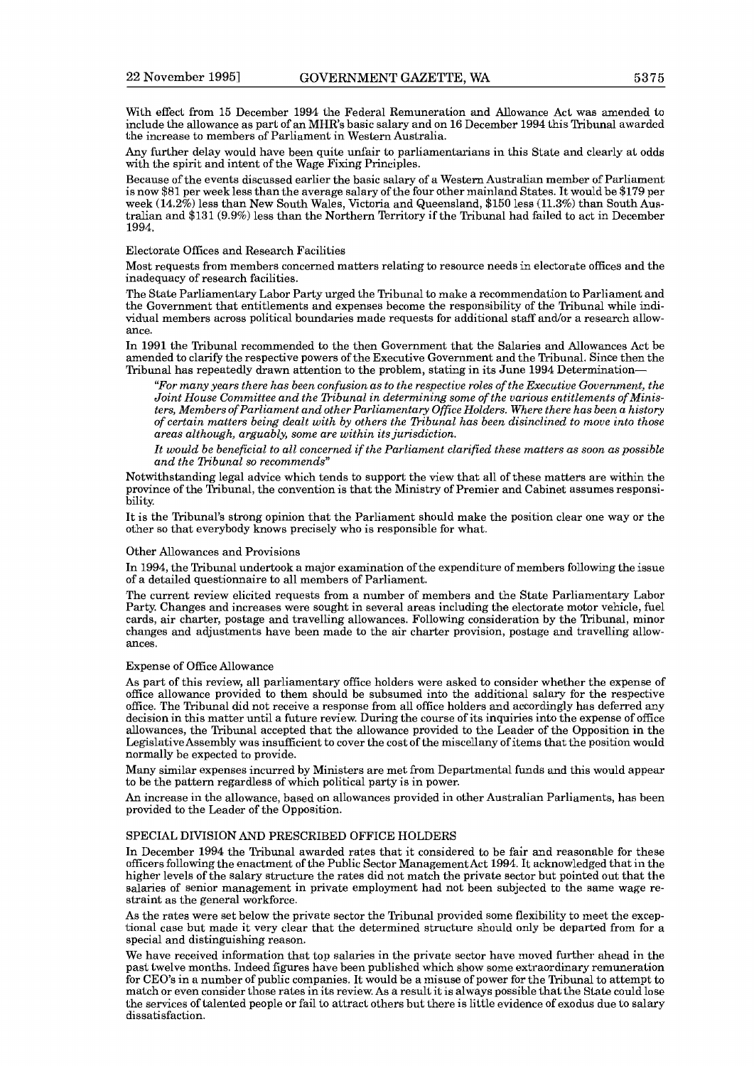With effect from 15 December 1994 the Federal Remuneration and Allowance Act was amended to include the allowance as part of an MHR's basic salary and on 16 December 1994 this Tribunal awarded the increase to members of Parliament in Western Australia.

Any further delay would have been quite unfair to parliamentarians in this State and clearly at odds with the spirit and intent of the Wage Fixing Principles.

Because of the events discussed earlier the basic salary of a Western Australian member of Parliament is now $81 per week less than the average salary of the four other mainland States. It would be $179 per week (14.2%) less than New South Wales, Victoria and Queensland, $150 less (11.3%) than South Australian and $131 (9.9%) less than the Northern Territory if the Tribunal had failed to act in December 1994.

### Electorate Offices and Research Facilities

Most requests from members concerned matters relating to resource needs in electorate offices and the inadequacy of research facilities.

The State Parliamentary Labor Party urged the Tribunal to make a recommendation to Parliament and the Government that entitlements and expenses become the responsibility of the Tribunal while individual members across political boundaries made requests for additional staff and/or a research allowance.

In 1991 the Tribunal recommended to the then Government that the Salaries and Allowances Act be amended to clarify the respective powers of the Executive Government and the Tribunal. Since then the Tribunal has repeatedly drawn attention to the problem, stating in its June 1994 Determination—

> *"For many years there has been confusion as to the respective roles of the Executive Government, the Joint House Committee and the Tribunal in determining some of the various entitlements of Ministers, Members of Parliament and other Parliamentary Office Holders. Where there has been a history of certain matters being dealt with by others the Tribunal has been disinclined to move into those areas although, arguably, some are within its jurisdiction.*
>
> *It would be beneficial to all concerned if the Parliament clarified these matters as soon as possible and the Tribunal so recommends"*

Notwithstanding legal advice which tends to support the view that all of these matters are within the province of the Tribunal, the convention is that the Ministry of Premier and Cabinet assumes responsibility.

It is the Tribunal's strong opinion that the Parliament should make the position clear one way or the other so that everybody knows precisely who is responsible for what.

### Other Allowances and Provisions

In 1994, the Tribunal undertook a major examination of the expenditure of members following the issue of a detailed questionnaire to all members of Parliament.

The current review elicited requests from a number of members and the State Parliamentary Labor Party. Changes and increases were sought in several areas including the electorate motor vehicle, fuel cards, air charter, postage and travelling allowances. Following consideration by the Tribunal, minor changes and adjustments have been made to the air charter provision, postage and travelling allowances.

### Expense of Office Allowance

As part of this review, all parliamentary office holders were asked to consider whether the expense of office allowance provided to them should be subsumed into the additional salary for the respective office. The Tribunal did not receive a response from all office holders and accordingly has deferred any decision in this matter until a future review. During the course of its inquiries into the expense of office allowances, the Tribunal accepted that the allowance provided to the Leader of the Opposition in the Legislative Assembly was insufficient to cover the cost of the miscellany of items that the position would normally be expected to provide.

Many similar expenses incurred by Ministers are met from Departmental funds and this would appear to be the pattern regardless of which political party is in power.

An increase in the allowance, based on allowances provided in other Australian Parliaments, has been provided to the Leader of the Opposition.

## SPECIAL DIVISION AND PRESCRIBED OFFICE HOLDERS

In December 1994 the Tribunal awarded rates that it considered to be fair and reasonable for these officers following the enactment of the Public Sector Management Act 1994. It acknowledged that in the higher levels of the salary structure the rates did not match the private sector but pointed out that the salaries of senior management in private employment had not been subjected to the same wage restraint as the general workforce.

As the rates were set below the private sector the Tribunal provided some flexibility to meet the exceptional case but made it very clear that the determined structure should only be departed from for a special and distinguishing reason.

We have received information that top salaries in the private sector have moved further ahead in the past twelve months. Indeed figures have been published which show some extraordinary remuneration for CEO's in a number of public companies. It would be a misuse of power for the Tribunal to attempt to match or even consider those rates in its review. As a result it is always possible that the State could lose the services of talented people or fail to attract others but there is little evidence of exodus due to salary dissatisfaction.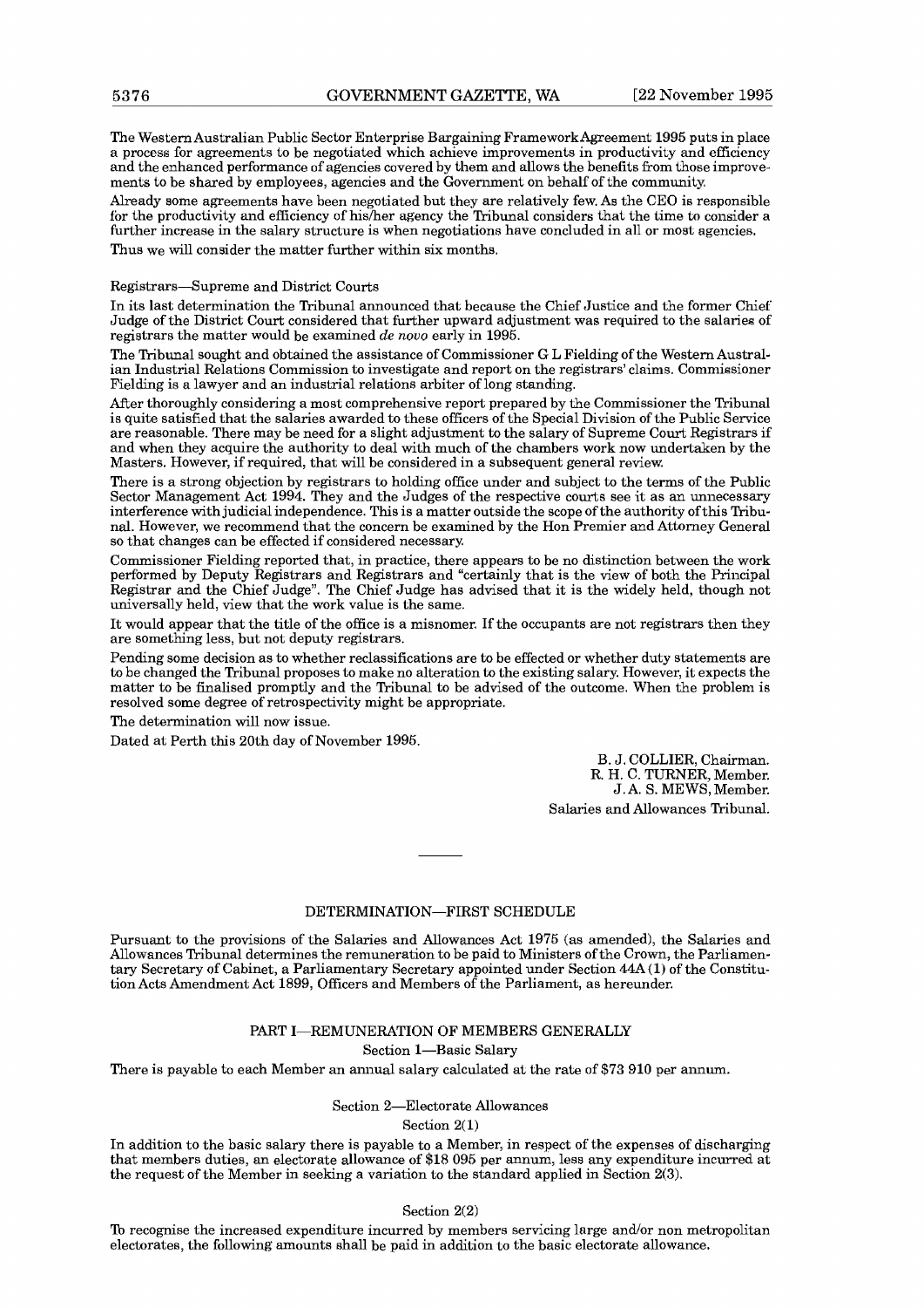The Western Australian Public Sector Enterprise Bargaining Framework Agreement 1995 puts in place a process for agreements to be negotiated which achieve improvements in productivity and efficiency and the enhanced performance of agencies covered by them and allows the benefits from those improvements to be shared by employees, agencies and the Government on behalf of the community.

Already some agreements have been negotiated but they are relatively few. As the CEO is responsible for the productivity and efficiency of his/her agency the Tribunal considers that the time to consider a further increase in the salary structure is when negotiations have concluded in all or most agencies.

Thus we will consider the matter further within six months.

Registrars—Supreme and District Courts

In its last determination the Tribunal announced that because the Chief Justice and the former Chief Judge of the District Court considered that further upward adjustment was required to the salaries of registrars the matter would be examined *de novo* early in 1995.

The Tribunal sought and obtained the assistance of Commissioner G L Fielding of the Western Australian Industrial Relations Commission to investigate and report on the registrars' claims. Commissioner Fielding is a lawyer and an industrial relations arbiter of long standing.

After thoroughly considering a most comprehensive report prepared by the Commissioner the Tribunal is quite satisfied that the salaries awarded to these officers of the Special Division of the Public Service are reasonable. There may be need for a slight adjustment to the salary of Supreme Court Registrars if and when they acquire the authority to deal with much of the chambers work now undertaken by the Masters. However, if required, that will be considered in a subsequent general review.

There is a strong objection by registrars to holding office under and subject to the terms of the Public Sector Management Act 1994. They and the Judges of the respective courts see it as an unnecessary interference with judicial independence. This is a matter outside the scope of the authority of this Tribunal. However, we recommend that the concern be examined by the Hon Premier and Attorney General so that changes can be effected if considered necessary.

Commissioner Fielding reported that, in practice, there appears to be no distinction between the work performed by Deputy Registrars and Registrars and "certainly that is the view of both the Principal Registrar and the Chief Judge". The Chief Judge has advised that it is the widely held, though not universally held, view that the work value is the same.

It would appear that the title of the office is a misnomer. If the occupants are not registrars then they are something less, but not deputy registrars.

Pending some decision as to whether reclassifications are to be effected or whether duty statements are to be changed the Tribunal proposes to make no alteration to the existing salary. However, it expects the matter to be finalised promptly and the Tribunal to be advised of the outcome. When the problem is resolved some degree of retrospectivity might be appropriate.

The determination will now issue.

Dated at Perth this 20th day of November 1995.

B. J. COLLIER, Chairman.
R. H. C. TURNER, Member.
J. A. S. MEWS, Member.
Salaries and Allowances Tribunal.

---

## DETERMINATION—FIRST SCHEDULE

Pursuant to the provisions of the Salaries and Allowances Act 1975 (as amended), the Salaries and Allowances Tribunal determines the remuneration to be paid to Ministers of the Crown, the Parliamentary Secretary of Cabinet, a Parliamentary Secretary appointed under Section 44A (1) of the Constitution Acts Amendment Act 1899, Officers and Members of the Parliament, as hereunder.

### PART I—REMUNERATION OF MEMBERS GENERALLY

#### Section 1—Basic Salary

There is payable to each Member an annual salary calculated at the rate of $73 910 per annum.

#### Section 2—Electorate Allowances

##### Section 2(1)

In addition to the basic salary there is payable to a Member, in respect of the expenses of discharging that members duties, an electorate allowance of $18 095 per annum, less any expenditure incurred at the request of the Member in seeking a variation to the standard applied in Section 2(3).

##### Section 2(2)

To recognise the increased expenditure incurred by members servicing large and/or non metropolitan electorates, the following amounts shall be paid in addition to the basic electorate allowance.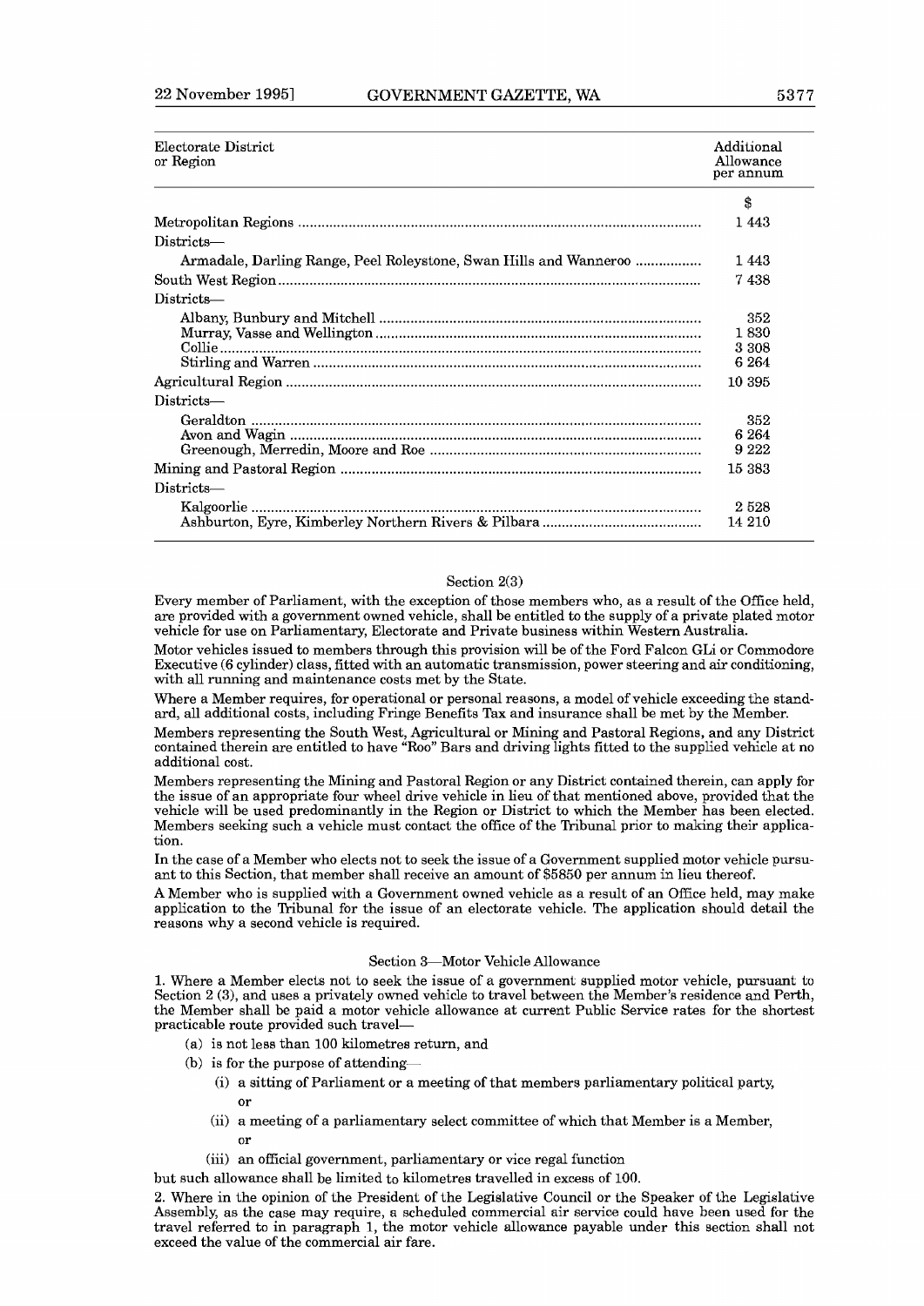| Electorate District or Region | Additional Allowance per annum |
|---|---|
| | $ |
| Metropolitan Regions | 1 443 |
| Districts— | |
| Armadale, Darling Range, Peel Roleystone, Swan Hills and Wanneroo | 1 443 |
| South West Region | 7 438 |
| Districts— | |
| Albany, Bunbury and Mitchell | 352 |
| Murray, Vasse and Wellington | 1 830 |
| Collie | 3 308 |
| Stirling and Warren | 6 264 |
| Agricultural Region | 10 395 |
| Districts— | |
| Geraldton | 352 |
| Avon and Wagin | 6 264 |
| Greenough, Merredin, Moore and Roe | 9 222 |
| Mining and Pastoral Region | 15 383 |
| Districts— | |
| Kalgoorlie | 2 528 |
| Ashburton, Eyre, Kimberley Northern Rivers & Pilbara | 14 210 |

### Section 2(3)

Every member of Parliament, with the exception of those members who, as a result of the Office held, are provided with a government owned vehicle, shall be entitled to the supply of a private plated motor vehicle for use on Parliamentary, Electorate and Private business within Western Australia.

Motor vehicles issued to members through this provision will be of the Ford Falcon GLi or Commodore Executive (6 cylinder) class, fitted with an automatic transmission, power steering and air conditioning, with all running and maintenance costs met by the State.

Where a Member requires, for operational or personal reasons, a model of vehicle exceeding the standard, all additional costs, including Fringe Benefits Tax and insurance shall be met by the Member.

Members representing the South West, Agricultural or Mining and Pastoral Regions, and any District contained therein are entitled to have "Roo" Bars and driving lights fitted to the supplied vehicle at no additional cost.

Members representing the Mining and Pastoral Region or any District contained therein, can apply for the issue of an appropriate four wheel drive vehicle in lieu of that mentioned above, provided that the vehicle will be used predominantly in the Region or District to which the Member has been elected. Members seeking such a vehicle must contact the office of the Tribunal prior to making their application.

In the case of a Member who elects not to seek the issue of a Government supplied motor vehicle pursuant to this Section, that member shall receive an amount of $5850 per annum in lieu thereof.

A Member who is supplied with a Government owned vehicle as a result of an Office held, may make application to the Tribunal for the issue of an electorate vehicle. The application should detail the reasons why a second vehicle is required.

### Section 3—Motor Vehicle Allowance

1. Where a Member elects not to seek the issue of a government supplied motor vehicle, pursuant to Section 2 (3), and uses a privately owned vehicle to travel between the Member's residence and Perth, the Member shall be paid a motor vehicle allowance at current Public Service rates for the shortest practicable route provided such travel—

   (a) is not less than 100 kilometres return, and

   (b) is for the purpose of attending—

      (i) a sitting of Parliament or a meeting of that members parliamentary political party,

      or

      (ii) a meeting of a parliamentary select committee of which that Member is a Member,

      or

      (iii) an official government, parliamentary or vice regal function

but such allowance shall be limited to kilometres travelled in excess of 100.

2. Where in the opinion of the President of the Legislative Council or the Speaker of the Legislative Assembly, as the case may require, a scheduled commercial air service could have been used for the travel referred to in paragraph 1, the motor vehicle allowance payable under this section shall not exceed the value of the commercial air fare.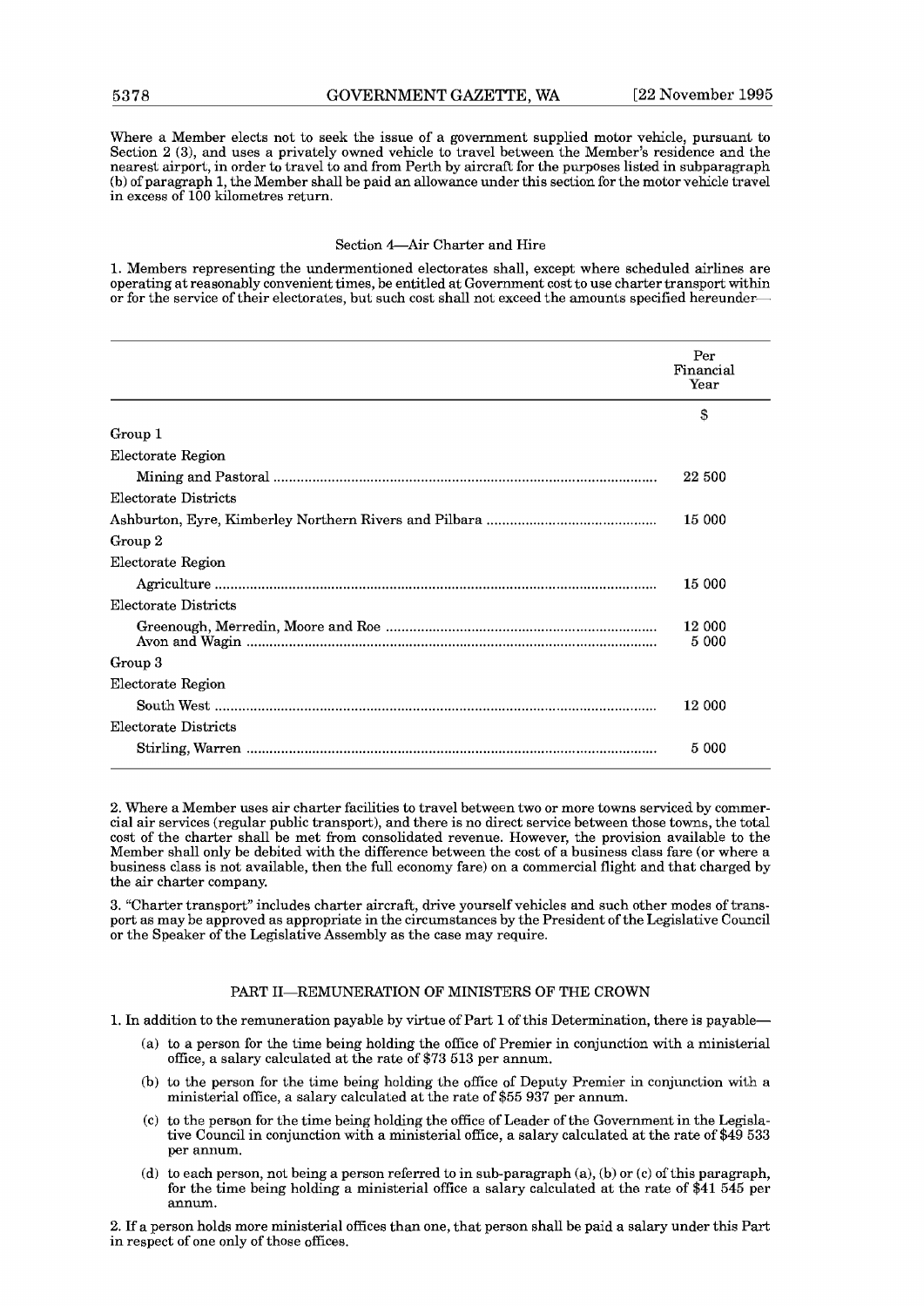Where a Member elects not to seek the issue of a government supplied motor vehicle, pursuant to Section 2 (3), and uses a privately owned vehicle to travel between the Member's residence and the nearest airport, in order to travel to and from Perth by aircraft for the purposes listed in subparagraph (b) of paragraph 1, the Member shall be paid an allowance under this section for the motor vehicle travel in excess of 100 kilometres return.

### Section 4—Air Charter and Hire

1. Members representing the undermentioned electorates shall, except where scheduled airlines are operating at reasonably convenient times, be entitled at Government cost to use charter transport within or for the service of their electorates, but such cost shall not exceed the amounts specified hereunder—

| | Per Financial Year |
|---|---|
| | $ |
| Group 1 | |
| Electorate Region | |
| Mining and Pastoral | 22 500 |
| Electorate Districts | |
| Ashburton, Eyre, Kimberley Northern Rivers and Pilbara | 15 000 |
| Group 2 | |
| Electorate Region | |
| Agriculture | 15 000 |
| Electorate Districts | |
| Greenough, Merredin, Moore and Roe | 12 000 |
| Avon and Wagin | 5 000 |
| Group 3 | |
| Electorate Region | |
| South West | 12 000 |
| Electorate Districts | |
| Stirling, Warren | 5 000 |

2. Where a Member uses air charter facilities to travel between two or more towns serviced by commercial air services (regular public transport), and there is no direct service between those towns, the total cost of the charter shall be met from consolidated revenue. However, the provision available to the Member shall only be debited with the difference between the cost of a business class fare (or where a business class is not available, then the full economy fare) on a commercial flight and that charged by the air charter company.

3. "Charter transport" includes charter aircraft, drive yourself vehicles and such other modes of transport as may be approved as appropriate in the circumstances by the President of the Legislative Council or the Speaker of the Legislative Assembly as the case may require.

## PART II—REMUNERATION OF MINISTERS OF THE CROWN

1. In addition to the remuneration payable by virtue of Part 1 of this Determination, there is payable—

   (a) to a person for the time being holding the office of Premier in conjunction with a ministerial office, a salary calculated at the rate of $73 513 per annum.

   (b) to the person for the time being holding the office of Deputy Premier in conjunction with a ministerial office, a salary calculated at the rate of $55 937 per annum.

   (c) to the person for the time being holding the office of Leader of the Government in the Legislative Council in conjunction with a ministerial office, a salary calculated at the rate of $49 533 per annum.

   (d) to each person, not being a person referred to in sub-paragraph (a), (b) or (c) of this paragraph, for the time being holding a ministerial office a salary calculated at the rate of $41 545 per annum.

2. If a person holds more ministerial offices than one, that person shall be paid a salary under this Part in respect of one only of those offices.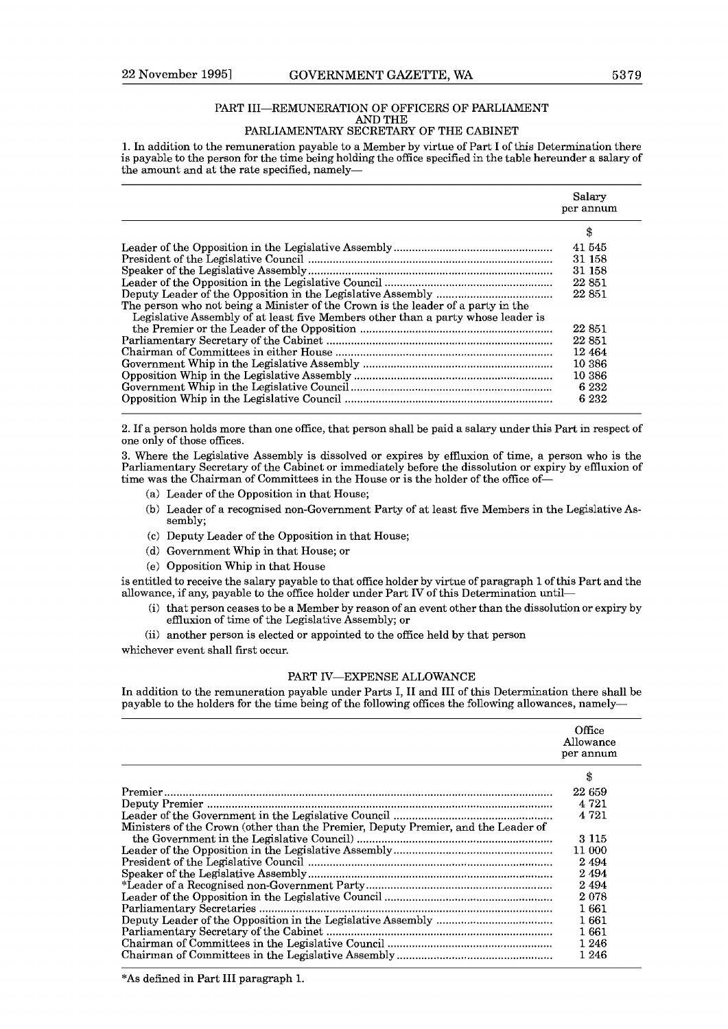## PART III—REMUNERATION OF OFFICERS OF PARLIAMENT AND THE PARLIAMENTARY SECRETARY OF THE CABINET

1. In addition to the remuneration payable to a Member by virtue of Part I of this Determination there is payable to the person for the time being holding the office specified in the table hereunder a salary of the amount and at the rate specified, namely—

| | Salary per annum |
|---|---|
| | $ |
| Leader of the Opposition in the Legislative Assembly | 41 545 |
| President of the Legislative Council | 31 158 |
| Speaker of the Legislative Assembly | 31 158 |
| Leader of the Opposition in the Legislative Council | 22 851 |
| Deputy Leader of the Opposition in the Legislative Assembly | 22 851 |
| The person who not being a Minister of the Crown is the leader of a party in the Legislative Assembly of at least five Members other than a party whose leader is the Premier or the Leader of the Opposition | 22 851 |
| Parliamentary Secretary of the Cabinet | 22 851 |
| Chairman of Committees in either House | 12 464 |
| Government Whip in the Legislative Assembly | 10 386 |
| Opposition Whip in the Legislative Assembly | 10 386 |
| Government Whip in the Legislative Council | 6 232 |
| Opposition Whip in the Legislative Council | 6 232 |

2. If a person holds more than one office, that person shall be paid a salary under this Part in respect of one only of those offices.

3. Where the Legislative Assembly is dissolved or expires by effluxion of time, a person who is the Parliamentary Secretary of the Cabinet or immediately before the dissolution or expiry by effluxion of time was the Chairman of Committees in the House or is the holder of the office of—

- (a) Leader of the Opposition in that House;
- (b) Leader of a recognised non-Government Party of at least five Members in the Legislative Assembly;
- (c) Deputy Leader of the Opposition in that House;
- (d) Government Whip in that House; or
- (e) Opposition Whip in that House

is entitled to receive the salary payable to that office holder by virtue of paragraph 1 of this Part and the allowance, if any, payable to the office holder under Part IV of this Determination until—

- (i) that person ceases to be a Member by reason of an event other than the dissolution or expiry by effluxion of time of the Legislative Assembly; or
- (ii) another person is elected or appointed to the office held by that person

whichever event shall first occur.

## PART IV—EXPENSE ALLOWANCE

In addition to the remuneration payable under Parts I, II and III of this Determination there shall be payable to the holders for the time being of the following offices the following allowances, namely—

| | Office Allowance per annum |
|---|---|
| | $ |
| Premier | 22 659 |
| Deputy Premier | 4 721 |
| Leader of the Government in the Legislative Council | 4 721 |
| Ministers of the Crown (other than the Premier, Deputy Premier, and the Leader of the Government in the Legislative Council) | 3 115 |
| Leader of the Opposition in the Legislative Assembly | 11 000 |
| President of the Legislative Council | 2 494 |
| Speaker of the Legislative Assembly | 2 494 |
| *Leader of a Recognised non-Government Party | 2 494 |
| Leader of the Opposition in the Legislative Council | 2 078 |
| Parliamentary Secretaries | 1 661 |
| Deputy Leader of the Opposition in the Legislative Assembly | 1 661 |
| Parliamentary Secretary of the Cabinet | 1 661 |
| Chairman of Committees in the Legislative Council | 1 246 |
| Chairman of Committees in the Legislative Assembly | 1 246 |

*As defined in Part III paragraph 1.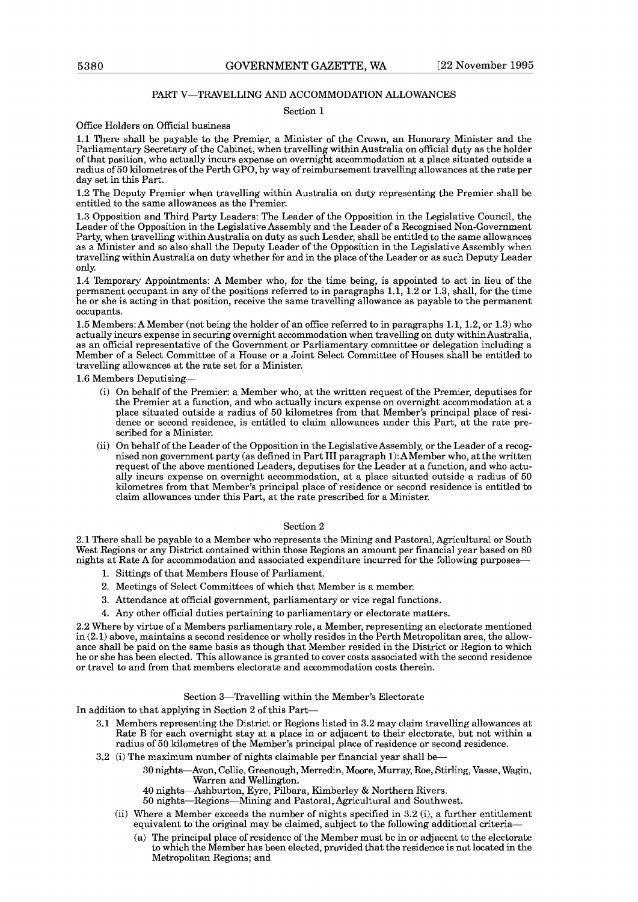## PART V—TRAVELLING AND ACCOMMODATION ALLOWANCES

### Section 1

Office Holders on Official business

1.1 There shall be payable to the Premier, a Minister of the Crown, an Honorary Minister and the Parliamentary Secretary of the Cabinet, when travelling within Australia on official duty as the holder of that position, who actually incurs expense on overnight accommodation at a place situated outside a radius of 50 kilometres of the Perth GPO, by way of reimbursement travelling allowances at the rate per day set in this Part.

1.2 The Deputy Premier when travelling within Australia on duty representing the Premier shall be entitled to the same allowances as the Premier.

1.3 Opposition and Third Party Leaders: The Leader of the Opposition in the Legislative Council, the Leader of the Opposition in the Legislative Assembly and the Leader of a Recognised Non-Government Party, when travelling within Australia on duty as such Leader, shall be entitled to the same allowances as a Minister and so also shall the Deputy Leader of the Opposition in the Legislative Assembly when travelling within Australia on duty whether for and in the place of the Leader or as such Deputy Leader only.

1.4 Temporary Appointments: A Member who, for the time being, is appointed to act in lieu of the permanent occupant in any of the positions referred to in paragraphs 1.1, 1.2 or 1.3, shall, for the time he or she is acting in that position, receive the same travelling allowance as payable to the permanent occupants.

1.5 Members: A Member (not being the holder of an office referred to in paragraphs 1.1, 1.2, or 1.3) who actually incurs expense in securing overnight accommodation when travelling on duty within Australia, as an official representative of the Government or Parliamentary committee or delegation including a Member of a Select Committee of a House or a Joint Select Committee of Houses shall be entitled to travelling allowances at the rate set for a Minister.

1.6 Members Deputising—

- (i) On behalf of the Premier: a Member who, at the written request of the Premier, deputises for the Premier at a function, and who actually incurs expense on overnight accommodation at a place situated outside a radius of 50 kilometres from that Member's principal place of residence or second residence, is entitled to claim allowances under this Part, at the rate prescribed for a Minister.
- (ii) On behalf of the Leader of the Opposition in the Legislative Assembly, or the Leader of a recognised non government party (as defined in Part III paragraph 1): A Member who, at the written request of the above mentioned Leaders, deputises for the Leader at a function, and who actually incurs expense on overnight accommodation, at a place situated outside a radius of 50 kilometres from that Member's principal place of residence or second residence is entitled to claim allowances under this Part, at the rate prescribed for a Minister.

### Section 2

2.1 There shall be payable to a Member who represents the Mining and Pastoral, Agricultural or South West Regions or any District contained within those Regions an amount per financial year based on 80 nights at Rate A for accommodation and associated expenditure incurred for the following purposes—

1. Sittings of that Members House of Parliament.
2. Meetings of Select Committees of which that Member is a member.
3. Attendance at official government, parliamentary or vice regal functions.
4. Any other official duties pertaining to parliamentary or electorate matters.

2.2 Where by virtue of a Members parliamentary role, a Member, representing an electorate mentioned in (2.1) above, maintains a second residence or wholly resides in the Perth Metropolitan area, the allowance shall be paid on the same basis as though that Member resided in the District or Region to which he or she has been elected. This allowance is granted to cover costs associated with the second residence or travel to and from that members electorate and accommodation costs therein.

### Section 3—Travelling within the Member's Electorate

In addition to that applying in Section 2 of this Part—

3.1 Members representing the District or Regions listed in 3.2 may claim travelling allowances at Rate B for each overnight stay at a place in or adjacent to their electorate, but not within a radius of 50 kilometres of the Member's principal place of residence or second residence.

3.2 (i) The maximum number of nights claimable per financial year shall be—

30 nights—Avon, Collie, Greenough, Merredin, Moore, Murray, Roe, Stirling, Vasse, Wagin, Warren and Wellington.

40 nights—Ashburton, Eyre, Pilbara, Kimberley & Northern Rivers.

50 nights—Regions—Mining and Pastoral, Agricultural and Southwest.

(ii) Where a Member exceeds the number of nights specified in 3.2 (i), a further entitlement equivalent to the original may be claimed, subject to the following additional criteria—

(a) The principal place of residence of the Member must be in or adjacent to the electorate to which the Member has been elected, provided that the residence is not located in the Metropolitan Regions; and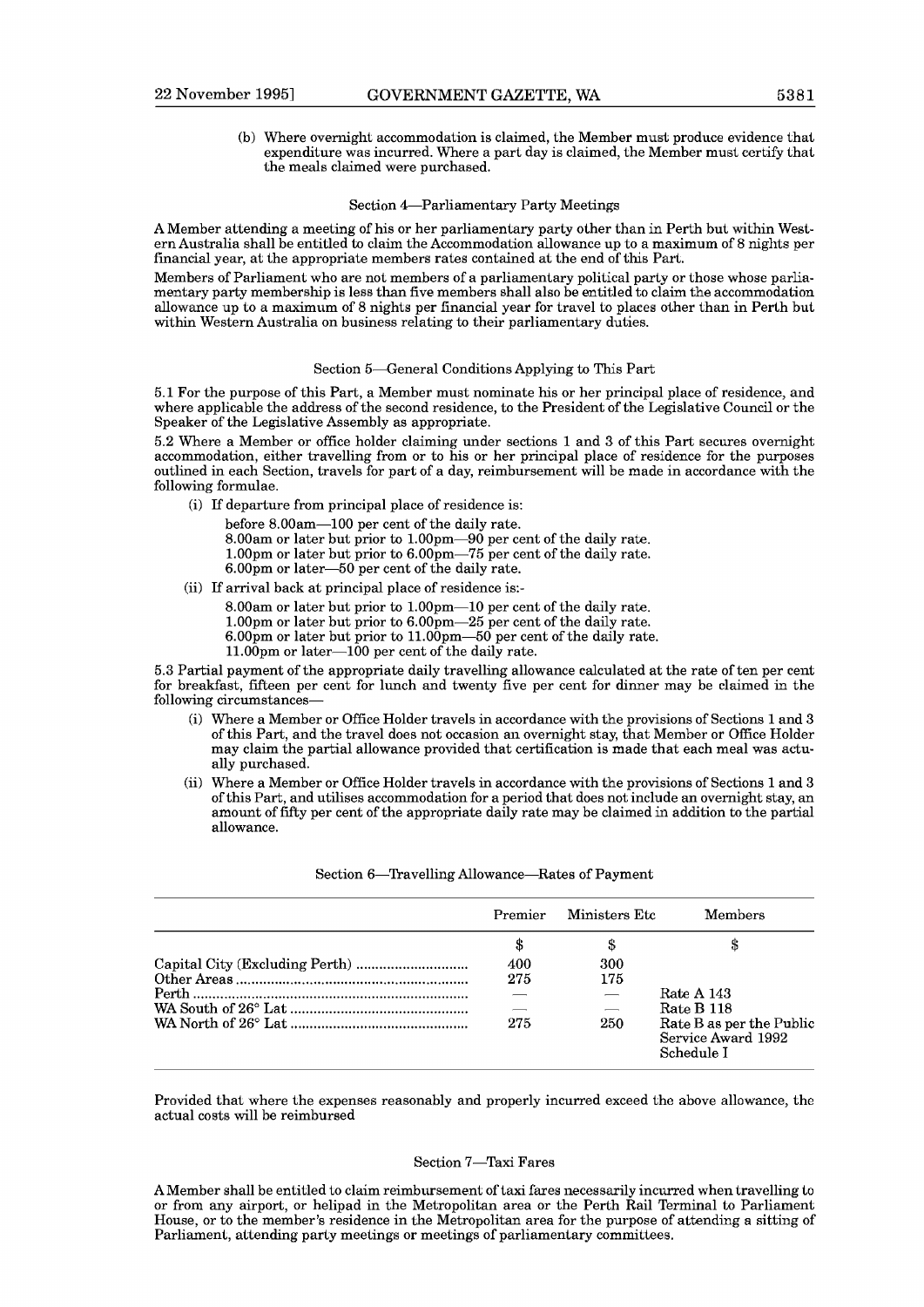(b) Where overnight accommodation is claimed, the Member must produce evidence that expenditure was incurred. Where a part day is claimed, the Member must certify that the meals claimed were purchased.

### Section 4—Parliamentary Party Meetings

A Member attending a meeting of his or her parliamentary party other than in Perth but within Western Australia shall be entitled to claim the Accommodation allowance up to a maximum of 8 nights per financial year, at the appropriate members rates contained at the end of this Part.

Members of Parliament who are not members of a parliamentary political party or those whose parliamentary party membership is less than five members shall also be entitled to claim the accommodation allowance up to a maximum of 8 nights per financial year for travel to places other than in Perth but within Western Australia on business relating to their parliamentary duties.

### Section 5—General Conditions Applying to This Part

5.1 For the purpose of this Part, a Member must nominate his or her principal place of residence, and where applicable the address of the second residence, to the President of the Legislative Council or the Speaker of the Legislative Assembly as appropriate.

5.2 Where a Member or office holder claiming under sections 1 and 3 of this Part secures overnight accommodation, either travelling from or to his or her principal place of residence for the purposes outlined in each Section, travels for part of a day, reimbursement will be made in accordance with the following formulae.

(i) If departure from principal place of residence is:

before 8.00am—100 per cent of the daily rate.
8.00am or later but prior to 1.00pm—90 per cent of the daily rate.
1.00pm or later but prior to 6.00pm—75 per cent of the daily rate.
6.00pm or later—50 per cent of the daily rate.

(ii) If arrival back at principal place of residence is:-

8.00am or later but prior to 1.00pm—10 per cent of the daily rate.
1.00pm or later but prior to 6.00pm—25 per cent of the daily rate.
6.00pm or later but prior to 11.00pm—50 per cent of the daily rate.
11.00pm or later—100 per cent of the daily rate.

5.3 Partial payment of the appropriate daily travelling allowance calculated at the rate of ten per cent for breakfast, fifteen per cent for lunch and twenty five per cent for dinner may be claimed in the following circumstances—

(i) Where a Member or Office Holder travels in accordance with the provisions of Sections 1 and 3 of this Part, and the travel does not occasion an overnight stay, that Member or Office Holder may claim the partial allowance provided that certification is made that each meal was actually purchased.

(ii) Where a Member or Office Holder travels in accordance with the provisions of Sections 1 and 3 of this Part, and utilises accommodation for a period that does not include an overnight stay, an amount of fifty per cent of the appropriate daily rate may be claimed in addition to the partial allowance.

### Section 6—Travelling Allowance—Rates of Payment

| | Premier | Ministers Etc | Members |
|---|---|---|---|
| | $ | $ | $ |
| Capital City (Excluding Perth) | 400 | 300 | |
| Other Areas | 275 | 175 | |
| Perth | — | — | Rate A 143 |
| WA South of 26° Lat | — | — | Rate B 118 |
| WA North of 26° Lat | 275 | 250 | Rate B as per the Public Service Award 1992 Schedule I |

Provided that where the expenses reasonably and properly incurred exceed the above allowance, the actual costs will be reimbursed

### Section 7—Taxi Fares

A Member shall be entitled to claim reimbursement of taxi fares necessarily incurred when travelling to or from any airport, or helipad in the Metropolitan area or the Perth Rail Terminal to Parliament House, or to the member's residence in the Metropolitan area for the purpose of attending a sitting of Parliament, attending party meetings or meetings of parliamentary committees.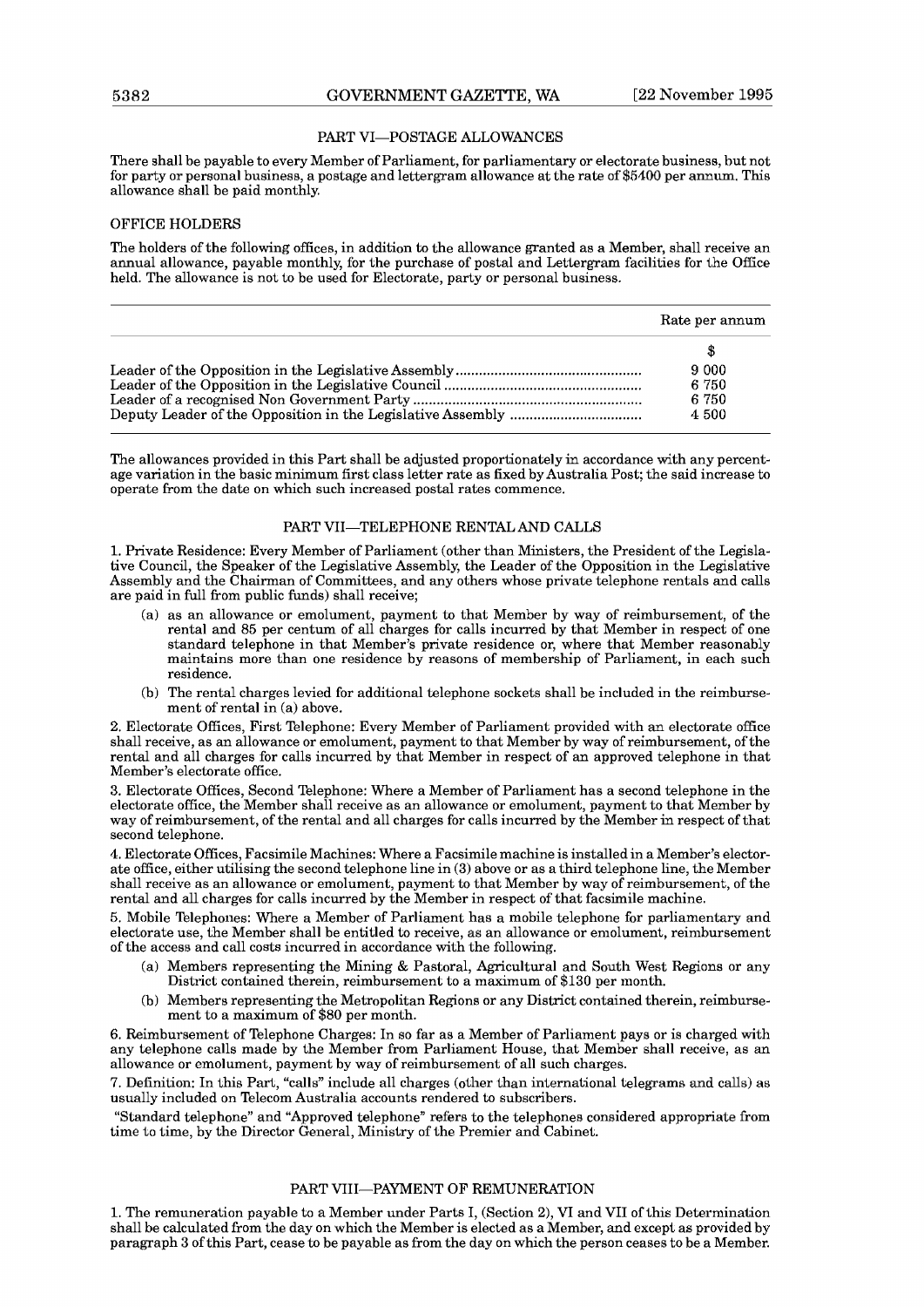## PART VI—POSTAGE ALLOWANCES

There shall be payable to every Member of Parliament, for parliamentary or electorate business, but not for party or personal business, a postage and lettergram allowance at the rate of $5400 per annum. This allowance shall be paid monthly.

### OFFICE HOLDERS

The holders of the following offices, in addition to the allowance granted as a Member, shall receive an annual allowance, payable monthly, for the purchase of postal and Lettergram facilities for the Office held. The allowance is not to be used for Electorate, party or personal business.

| | Rate per annum |
|---|---|
| | $ |
| Leader of the Opposition in the Legislative Assembly | 9 000 |
| Leader of the Opposition in the Legislative Council | 6 750 |
| Leader of a recognised Non Government Party | 6 750 |
| Deputy Leader of the Opposition in the Legislative Assembly | 4 500 |

The allowances provided in this Part shall be adjusted proportionately in accordance with any percentage variation in the basic minimum first class letter rate as fixed by Australia Post; the said increase to operate from the date on which such increased postal rates commence.

## PART VII—TELEPHONE RENTAL AND CALLS

1. Private Residence: Every Member of Parliament (other than Ministers, the President of the Legislative Council, the Speaker of the Legislative Assembly, the Leader of the Opposition in the Legislative Assembly and the Chairman of Committees, and any others whose private telephone rentals and calls are paid in full from public funds) shall receive;

   (a) as an allowance or emolument, payment to that Member by way of reimbursement, of the rental and 85 per centum of all charges for calls incurred by that Member in respect of one standard telephone in that Member's private residence or, where that Member reasonably maintains more than one residence by reasons of membership of Parliament, in each such residence.

   (b) The rental charges levied for additional telephone sockets shall be included in the reimbursement of rental in (a) above.

2. Electorate Offices, First Telephone: Every Member of Parliament provided with an electorate office shall receive, as an allowance or emolument, payment to that Member by way of reimbursement, of the rental and all charges for calls incurred by that Member in respect of an approved telephone in that Member's electorate office.

3. Electorate Offices, Second Telephone: Where a Member of Parliament has a second telephone in the electorate office, the Member shall receive as an allowance or emolument, payment to that Member by way of reimbursement, of the rental and all charges for calls incurred by the Member in respect of that second telephone.

4. Electorate Offices, Facsimile Machines: Where a Facsimile machine is installed in a Member's electorate office, either utilising the second telephone line in (3) above or as a third telephone line, the Member shall receive as an allowance or emolument, payment to that Member by way of reimbursement, of the rental and all charges for calls incurred by the Member in respect of that facsimile machine.

5. Mobile Telephones: Where a Member of Parliament has a mobile telephone for parliamentary and electorate use, the Member shall be entitled to receive, as an allowance or emolument, reimbursement of the access and call costs incurred in accordance with the following.

   (a) Members representing the Mining & Pastoral, Agricultural and South West Regions or any District contained therein, reimbursement to a maximum of $130 per month.

   (b) Members representing the Metropolitan Regions or any District contained therein, reimbursement to a maximum of $80 per month.

6. Reimbursement of Telephone Charges: In so far as a Member of Parliament pays or is charged with any telephone calls made by the Member from Parliament House, that Member shall receive, as an allowance or emolument, payment by way of reimbursement of all such charges.

7. Definition: In this Part, "calls" include all charges (other than international telegrams and calls) as usually included on Telecom Australia accounts rendered to subscribers.

"Standard telephone" and "Approved telephone" refers to the telephones considered appropriate from time to time, by the Director General, Ministry of the Premier and Cabinet.

## PART VIII—PAYMENT OF REMUNERATION

1. The remuneration payable to a Member under Parts I, (Section 2), VI and VII of this Determination shall be calculated from the day on which the Member is elected as a Member, and except as provided by paragraph 3 of this Part, cease to be payable as from the day on which the person ceases to be a Member.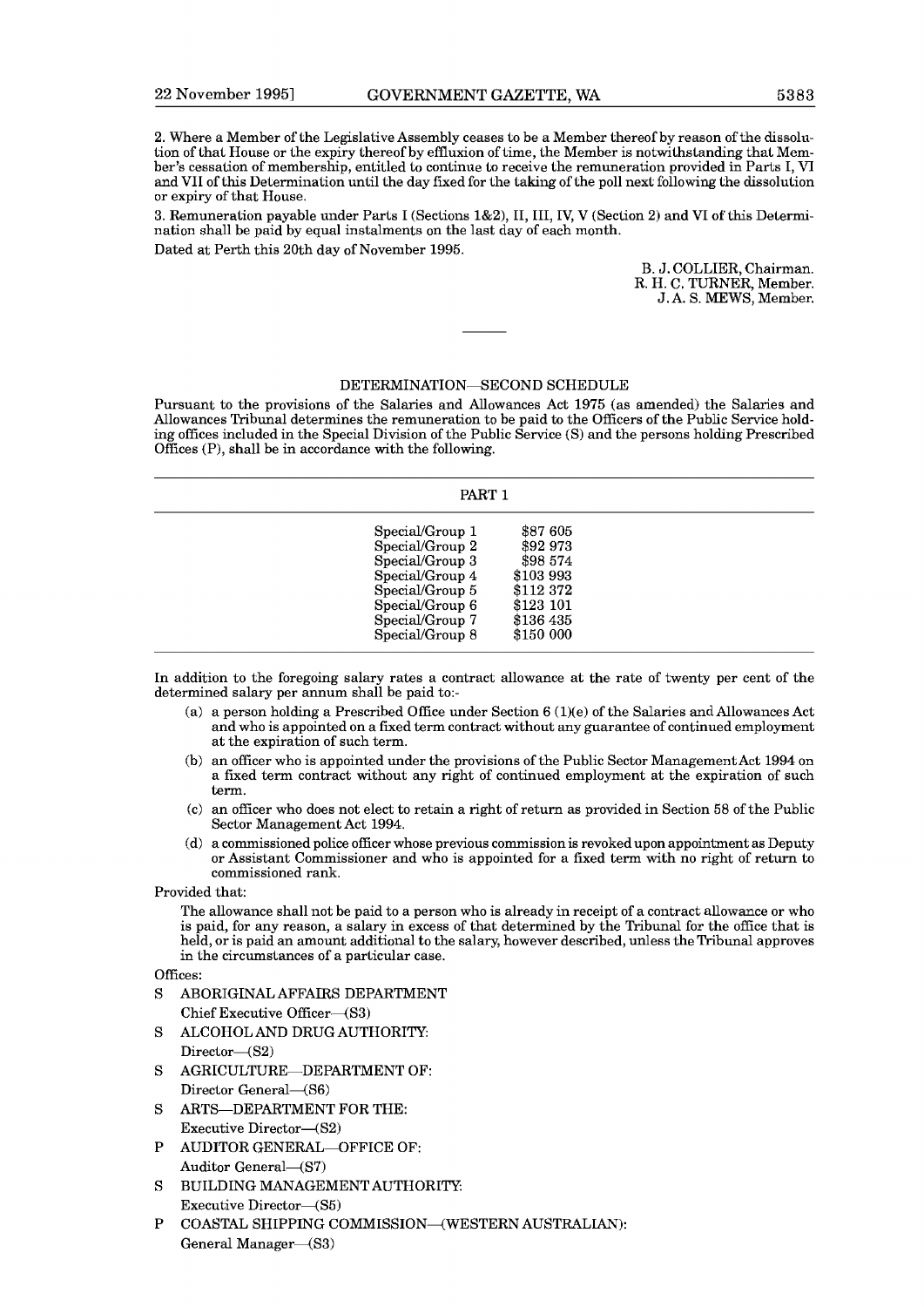2. Where a Member of the Legislative Assembly ceases to be a Member thereof by reason of the dissolution of that House or the expiry thereof by effluxion of time, the Member is notwithstanding that Member's cessation of membership, entitled to continue to receive the remuneration provided in Parts I, VI and VII of this Determination until the day fixed for the taking of the poll next following the dissolution or expiry of that House.

3. Remuneration payable under Parts I (Sections 1&2), II, III, IV, V (Section 2) and VI of this Determination shall be paid by equal instalments on the last day of each month.

Dated at Perth this 20th day of November 1995.

B. J. COLLIER, Chairman.
R. H. C. TURNER, Member.
J. A. S. MEWS, Member.

---

## DETERMINATION—SECOND SCHEDULE

Pursuant to the provisions of the Salaries and Allowances Act 1975 (as amended) the Salaries and Allowances Tribunal determines the remuneration to be paid to the Officers of the Public Service holding offices included in the Special Division of the Public Service (S) and the persons holding Prescribed Offices (P), shall be in accordance with the following.

### PART 1

| | |
|---|---|
| Special/Group 1 | $87 605 |
| Special/Group 2 | $92 973 |
| Special/Group 3 | $98 574 |
| Special/Group 4 | $103 993 |
| Special/Group 5 | $112 372 |
| Special/Group 6 | $123 101 |
| Special/Group 7 | $136 435 |
| Special/Group 8 | $150 000 |

In addition to the foregoing salary rates a contract allowance at the rate of twenty per cent of the determined salary per annum shall be paid to:-

(a) a person holding a Prescribed Office under Section 6 (1)(e) of the Salaries and Allowances Act and who is appointed on a fixed term contract without any guarantee of continued employment at the expiration of such term.

(b) an officer who is appointed under the provisions of the Public Sector Management Act 1994 on a fixed term contract without any right of continued employment at the expiration of such term.

(c) an officer who does not elect to retain a right of return as provided in Section 58 of the Public Sector Management Act 1994.

(d) a commissioned police officer whose previous commission is revoked upon appointment as Deputy or Assistant Commissioner and who is appointed for a fixed term with no right of return to commissioned rank.

Provided that:

The allowance shall not be paid to a person who is already in receipt of a contract allowance or who is paid, for any reason, a salary in excess of that determined by the Tribunal for the office that is held, or is paid an amount additional to the salary, however described, unless the Tribunal approves in the circumstances of a particular case.

Offices:

S ABORIGINAL AFFAIRS DEPARTMENT
Chief Executive Officer—(S3)

S ALCOHOL AND DRUG AUTHORITY:
Director—(S2)

S AGRICULTURE—DEPARTMENT OF:
Director General—(S6)

S ARTS—DEPARTMENT FOR THE:
Executive Director—(S2)

P AUDITOR GENERAL—OFFICE OF:
Auditor General—(S7)

S BUILDING MANAGEMENT AUTHORITY:
Executive Director—(S5)

P COASTAL SHIPPING COMMISSION—(WESTERN AUSTRALIAN):
General Manager—(S3)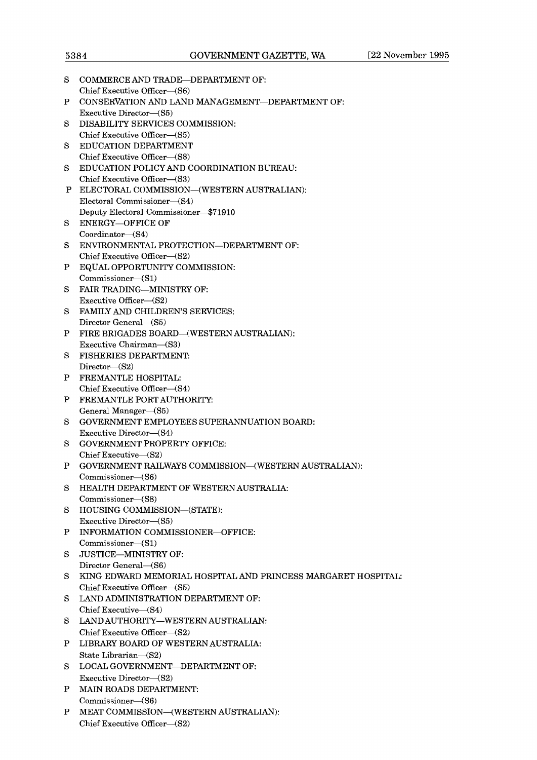S COMMERCE AND TRADE—DEPARTMENT OF:
Chief Executive Officer—(S6)

P CONSERVATION AND LAND MANAGEMENT—DEPARTMENT OF:
Executive Director—(S5)

S DISABILITY SERVICES COMMISSION:
Chief Executive Officer—(S5)

S EDUCATION DEPARTMENT
Chief Executive Officer—(S8)

S EDUCATION POLICY AND COORDINATION BUREAU:
Chief Executive Officer—(S3)

P ELECTORAL COMMISSION—(WESTERN AUSTRALIAN):
Electoral Commissioner—(S4)
Deputy Electoral Commissioner—$71910

S ENERGY—OFFICE OF
Coordinator—(S4)

S ENVIRONMENTAL PROTECTION—DEPARTMENT OF:
Chief Executive Officer—(S2)

P EQUAL OPPORTUNITY COMMISSION:
Commissioner—(S1)

S FAIR TRADING—MINISTRY OF:
Executive Officer—(S2)

S FAMILY AND CHILDREN'S SERVICES:
Director General—(S5)

P FIRE BRIGADES BOARD—(WESTERN AUSTRALIAN):
Executive Chairman—(S3)

S FISHERIES DEPARTMENT:
Director—(S2)

P FREMANTLE HOSPITAL:
Chief Executive Officer—(S4)

P FREMANTLE PORT AUTHORITY:
General Manager—(S5)

S GOVERNMENT EMPLOYEES SUPERANNUATION BOARD:
Executive Director—(S4)

S GOVERNMENT PROPERTY OFFICE:
Chief Executive—(S2)

P GOVERNMENT RAILWAYS COMMISSION—(WESTERN AUSTRALIAN):
Commissioner—(S6)

S HEALTH DEPARTMENT OF WESTERN AUSTRALIA:
Commissioner—(S8)

S HOUSING COMMISSION—(STATE):
Executive Director—(S5)

P INFORMATION COMMISSIONER—OFFICE:
Commissioner—(S1)

S JUSTICE—MINISTRY OF:
Director General—(S6)

S KING EDWARD MEMORIAL HOSPITAL AND PRINCESS MARGARET HOSPITAL:
Chief Executive Officer—(S5)

S LAND ADMINISTRATION DEPARTMENT OF:
Chief Executive—(S4)

S LAND AUTHORITY—WESTERN AUSTRALIAN:
Chief Executive Officer—(S2)

P LIBRARY BOARD OF WESTERN AUSTRALIA:
State Librarian—(S2)

S LOCAL GOVERNMENT—DEPARTMENT OF:
Executive Director—(S2)

P MAIN ROADS DEPARTMENT:
Commissioner—(S6)

P MEAT COMMISSION—(WESTERN AUSTRALIAN):
Chief Executive Officer—(S2)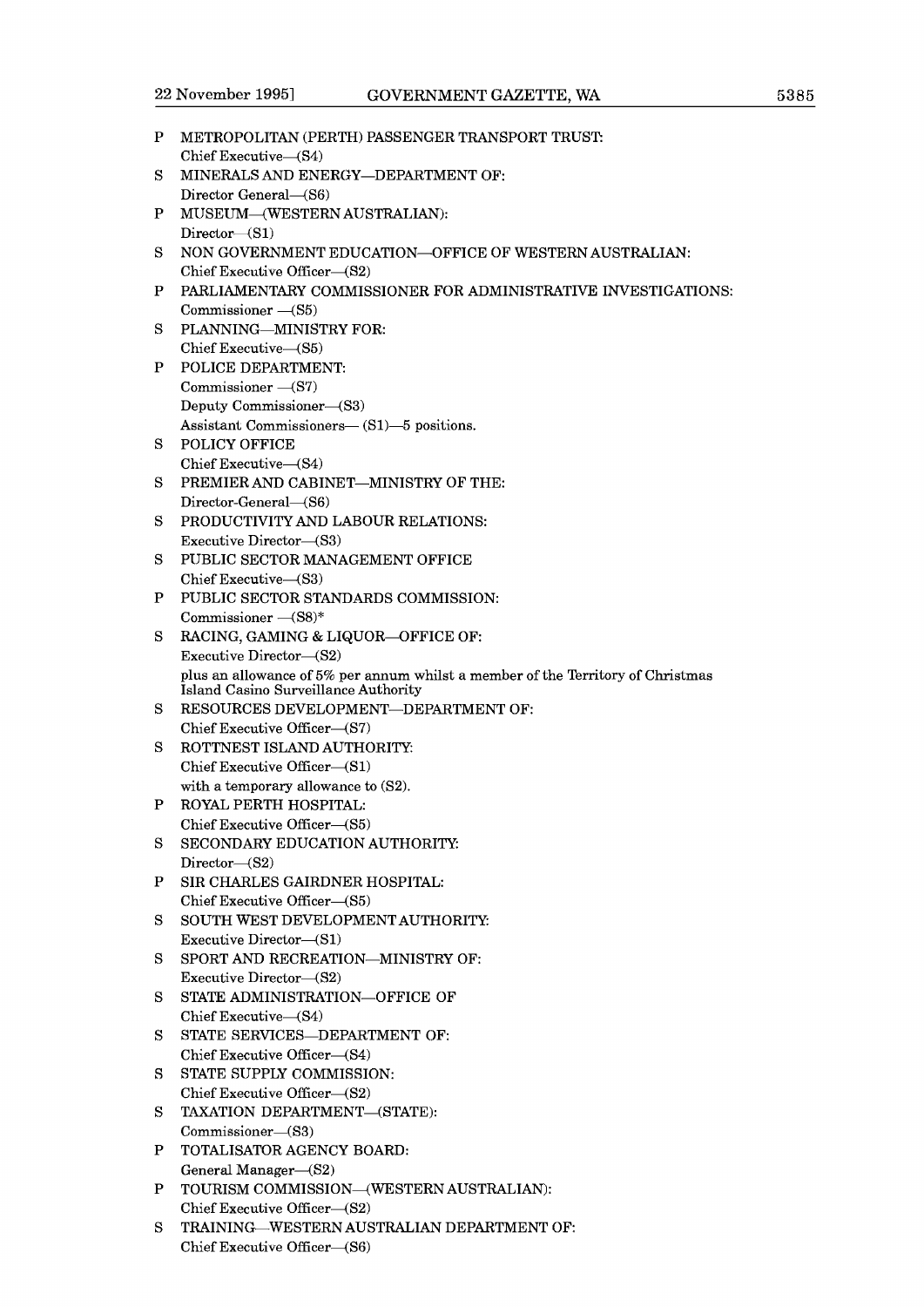P METROPOLITAN (PERTH) PASSENGER TRANSPORT TRUST:
Chief Executive—(S4)

S MINERALS AND ENERGY—DEPARTMENT OF:
Director General—(S6)

P MUSEUM—(WESTERN AUSTRALIAN):
Director—(S1)

S NON GOVERNMENT EDUCATION—OFFICE OF WESTERN AUSTRALIAN:
Chief Executive Officer—(S2)

P PARLIAMENTARY COMMISSIONER FOR ADMINISTRATIVE INVESTIGATIONS:
Commissioner —(S5)

S PLANNING—MINISTRY FOR:
Chief Executive—(S5)

P POLICE DEPARTMENT:
Commissioner —(S7)
Deputy Commissioner—(S3)
Assistant Commissioners— (S1)—5 positions.

S POLICY OFFICE
Chief Executive—(S4)

S PREMIER AND CABINET—MINISTRY OF THE:
Director-General—(S6)

S PRODUCTIVITY AND LABOUR RELATIONS:
Executive Director—(S3)

S PUBLIC SECTOR MANAGEMENT OFFICE
Chief Executive—(S3)

P PUBLIC SECTOR STANDARDS COMMISSION:
Commissioner —(S8)*

S RACING, GAMING & LIQUOR—OFFICE OF:
Executive Director—(S2)
plus an allowance of 5% per annum whilst a member of the Territory of Christmas Island Casino Surveillance Authority

S RESOURCES DEVELOPMENT—DEPARTMENT OF:
Chief Executive Officer—(S7)

S ROTTNEST ISLAND AUTHORITY:
Chief Executive Officer—(S1)
with a temporary allowance to (S2).

P ROYAL PERTH HOSPITAL:
Chief Executive Officer—(S5)

S SECONDARY EDUCATION AUTHORITY:
Director—(S2)

P SIR CHARLES GAIRDNER HOSPITAL:
Chief Executive Officer—(S5)

S SOUTH WEST DEVELOPMENT AUTHORITY:
Executive Director—(S1)

S SPORT AND RECREATION—MINISTRY OF:
Executive Director—(S2)

S STATE ADMINISTRATION—OFFICE OF
Chief Executive—(S4)

S STATE SERVICES—DEPARTMENT OF:
Chief Executive Officer—(S4)

S STATE SUPPLY COMMISSION:
Chief Executive Officer—(S2)

S TAXATION DEPARTMENT—(STATE):
Commissioner—(S3)

P TOTALISATOR AGENCY BOARD:
General Manager—(S2)

P TOURISM COMMISSION—(WESTERN AUSTRALIAN):
Chief Executive Officer—(S2)

S TRAINING—WESTERN AUSTRALIAN DEPARTMENT OF:
Chief Executive Officer—(S6)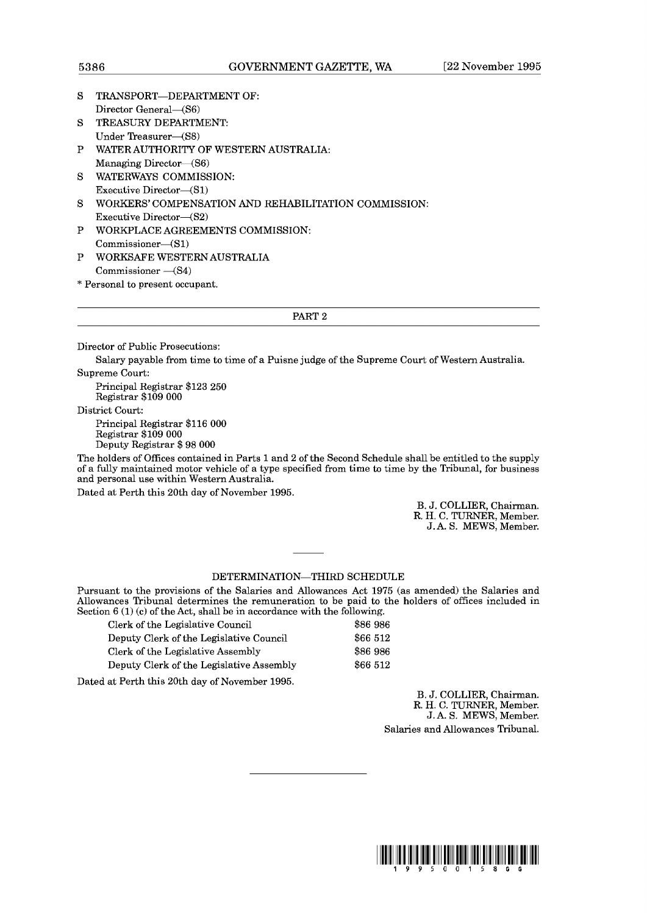S TRANSPORT—DEPARTMENT OF:
Director General—(S6)

S TREASURY DEPARTMENT:
Under Treasurer—(S8)

P WATER AUTHORITY OF WESTERN AUSTRALIA:
Managing Director—(S6)

S WATERWAYS COMMISSION:
Executive Director—(S1)

S WORKERS' COMPENSATION AND REHABILITATION COMMISSION:
Executive Director—(S2)

P WORKPLACE AGREEMENTS COMMISSION:
Commissioner—(S1)

P WORKSAFE WESTERN AUSTRALIA
Commissioner —(S4)

* Personal to present occupant.

---

## PART 2

---

Director of Public Prosecutions:

Salary payable from time to time of a Puisne judge of the Supreme Court of Western Australia.

Supreme Court:

Principal Registrar $123 250
Registrar $109 000

District Court:

Principal Registrar $116 000
Registrar $109 000
Deputy Registrar $ 98 000

The holders of Offices contained in Parts 1 and 2 of the Second Schedule shall be entitled to the supply of a fully maintained motor vehicle of a type specified from time to time by the Tribunal, for business and personal use within Western Australia.

Dated at Perth this 20th day of November 1995.

B. J. COLLIER, Chairman.
R. H. C. TURNER, Member.
J. A. S. MEWS, Member.

---

## DETERMINATION—THIRD SCHEDULE

Pursuant to the provisions of the Salaries and Allowances Act 1975 (as amended) the Salaries and Allowances Tribunal determines the remuneration to be paid to the holders of offices included in Section 6 (1) (c) of the Act, shall be in accordance with the following.

| | |
|---|---|
| Clerk of the Legislative Council | $86 986 |
| Deputy Clerk of the Legislative Council | $66 512 |
| Clerk of the Legislative Assembly | $86 986 |
| Deputy Clerk of the Legislative Assembly | $66 512 |

Dated at Perth this 20th day of November 1995.

B. J. COLLIER, Chairman.
R. H. C. TURNER, Member.
J. A. S. MEWS, Member.
Salaries and Allowances Tribunal.